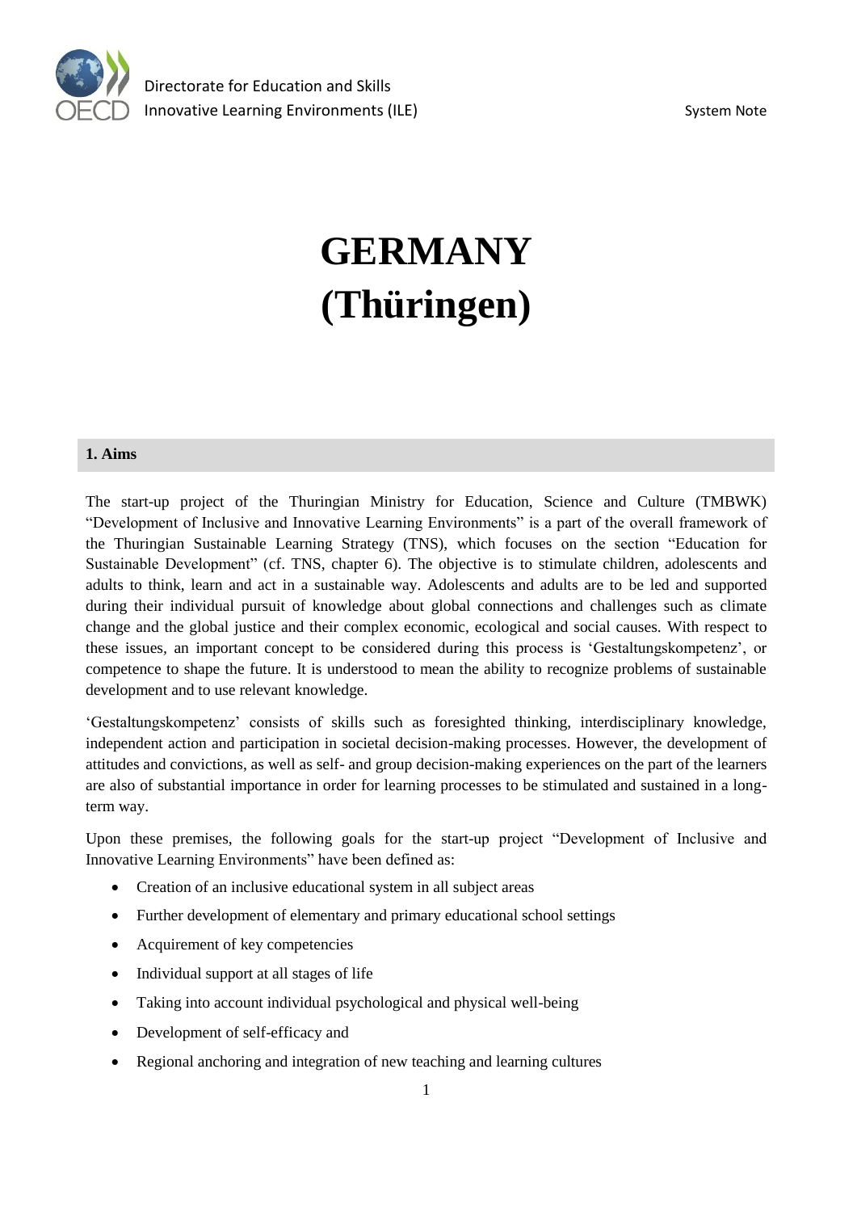# GERMANY (Thüringen)

## 1. Aims

The start-up project of the Thuringian Ministry for Education, Science and Culture (TMBWK) "Development of Inclusive and Innovative Learning Environments" is a part of the overall framework of the Thuringian Sustainable Learning Strategy (TNS), which focuses on the section "Education for Sustainable Development" (cf. TNS, chapter 6). The objective is to stimulate children, adolescents and adults to think, learn and act in a sustainable way. Adolescents and adults are to be led and supported during their individual pursuit of knowledge about global connections and challenges such as climate change and the global justice and their complex economic, ecological and social causes. With respect to these issues, an important concept to be considered during this process is 'Gestaltungskompetenz', or competence to shape the future. It is understood to mean the ability to recognize problems of sustainable development and to use relevant knowledge.

'Gestaltungskompetenz' consists of skills such as foresighted thinking, interdisciplinary knowledge, independent action and participation in societal decision-making processes. However, the development of attitudes and convictions, as well as self- and group decision-making experiences on the part of the learners are also of substantial importance in order for learning processes to be stimulated and sustained in a long-term way.

Upon these premises, the following goals for the start-up project "Development of Inclusive and Innovative Learning Environments" have been defined as:

- Creation of an inclusive educational system in all subject areas
- Further development of elementary and primary educational school settings
- Acquirement of key competencies
- Individual support at all stages of life
- Taking into account individual psychological and physical well-being
- Development of self-efficacy and
- Regional anchoring and integration of new teaching and learning cultures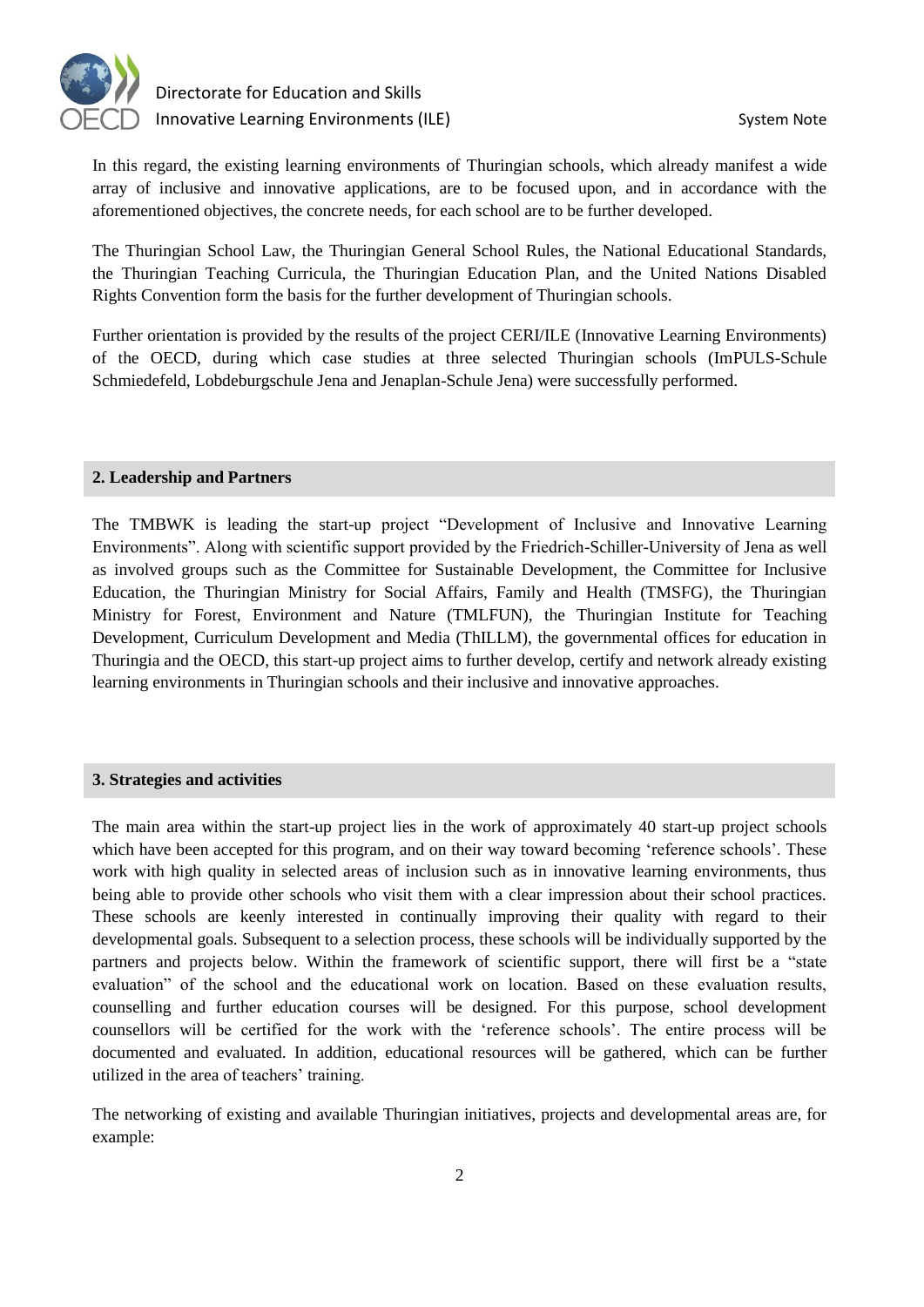In this regard, the existing learning environments of Thuringian schools, which already manifest a wide array of inclusive and innovative applications, are to be focused upon, and in accordance with the aforementioned objectives, the concrete needs, for each school are to be further developed.

The Thuringian School Law, the Thuringian General School Rules, the National Educational Standards, the Thuringian Teaching Curricula, the Thuringian Education Plan, and the United Nations Disabled Rights Convention form the basis for the further development of Thuringian schools.

Further orientation is provided by the results of the project CERI/ILE (Innovative Learning Environments) of the OECD, during which case studies at three selected Thuringian schools (ImPULS-Schule Schmiedefeld, Lobdeburgschule Jena and Jenaplan-Schule Jena) were successfully performed.

## 2. Leadership and Partners

The TMBWK is leading the start-up project "Development of Inclusive and Innovative Learning Environments". Along with scientific support provided by the Friedrich-Schiller-University of Jena as well as involved groups such as the Committee for Sustainable Development, the Committee for Inclusive Education, the Thuringian Ministry for Social Affairs, Family and Health (TMSFG), the Thuringian Ministry for Forest, Environment and Nature (TMLFUN), the Thuringian Institute for Teaching Development, Curriculum Development and Media (ThILLM), the governmental offices for education in Thuringia and the OECD, this start-up project aims to further develop, certify and network already existing learning environments in Thuringian schools and their inclusive and innovative approaches.

## 3. Strategies and activities

The main area within the start-up project lies in the work of approximately 40 start-up project schools which have been accepted for this program, and on their way toward becoming 'reference schools'. These work with high quality in selected areas of inclusion such as in innovative learning environments, thus being able to provide other schools who visit them with a clear impression about their school practices. These schools are keenly interested in continually improving their quality with regard to their developmental goals. Subsequent to a selection process, these schools will be individually supported by the partners and projects below. Within the framework of scientific support, there will first be a "state evaluation" of the school and the educational work on location. Based on these evaluation results, counselling and further education courses will be designed. For this purpose, school development counsellors will be certified for the work with the 'reference schools'. The entire process will be documented and evaluated. In addition, educational resources will be gathered, which can be further utilized in the area of teachers' training.

The networking of existing and available Thuringian initiatives, projects and developmental areas are, for example: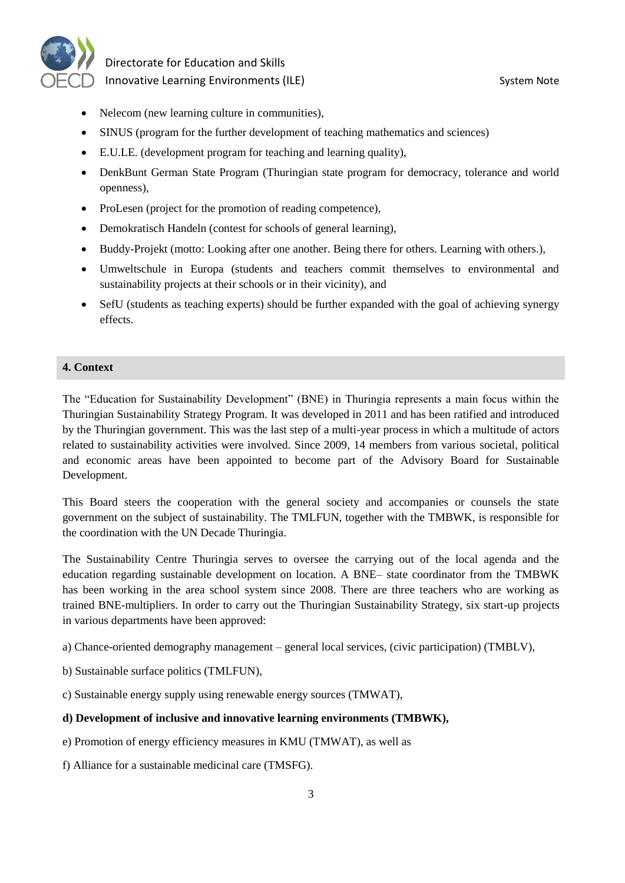- Nelecom (new learning culture in communities),
- SINUS (program for the further development of teaching mathematics and sciences)
- E.U.LE. (development program for teaching and learning quality),
- DenkBunt German State Program (Thuringian state program for democracy, tolerance and world openness),
- ProLesen (project for the promotion of reading competence),
- Demokratisch Handeln (contest for schools of general learning),
- Buddy-Projekt (motto: Looking after one another. Being there for others. Learning with others.),
- Umweltschule in Europa (students and teachers commit themselves to environmental and sustainability projects at their schools or in their vicinity), and
- SefU (students as teaching experts) should be further expanded with the goal of achieving synergy effects.

## 4. Context

The "Education for Sustainability Development" (BNE) in Thuringia represents a main focus within the Thuringian Sustainability Strategy Program. It was developed in 2011 and has been ratified and introduced by the Thuringian government. This was the last step of a multi-year process in which a multitude of actors related to sustainability activities were involved. Since 2009, 14 members from various societal, political and economic areas have been appointed to become part of the Advisory Board for Sustainable Development.

This Board steers the cooperation with the general society and accompanies or counsels the state government on the subject of sustainability. The TMLFUN, together with the TMBWK, is responsible for the coordination with the UN Decade Thuringia.

The Sustainability Centre Thuringia serves to oversee the carrying out of the local agenda and the education regarding sustainable development on location. A BNE– state coordinator from the TMBWK has been working in the area school system since 2008. There are three teachers who are working as trained BNE-multipliers. In order to carry out the Thuringian Sustainability Strategy, six start-up projects in various departments have been approved:

a) Chance-oriented demography management – general local services, (civic participation) (TMBLV),

b) Sustainable surface politics (TMLFUN),

c) Sustainable energy supply using renewable energy sources (TMWAT),

**d) Development of inclusive and innovative learning environments (TMBWK),**

e) Promotion of energy efficiency measures in KMU (TMWAT), as well as

f) Alliance for a sustainable medicinal care (TMSFG).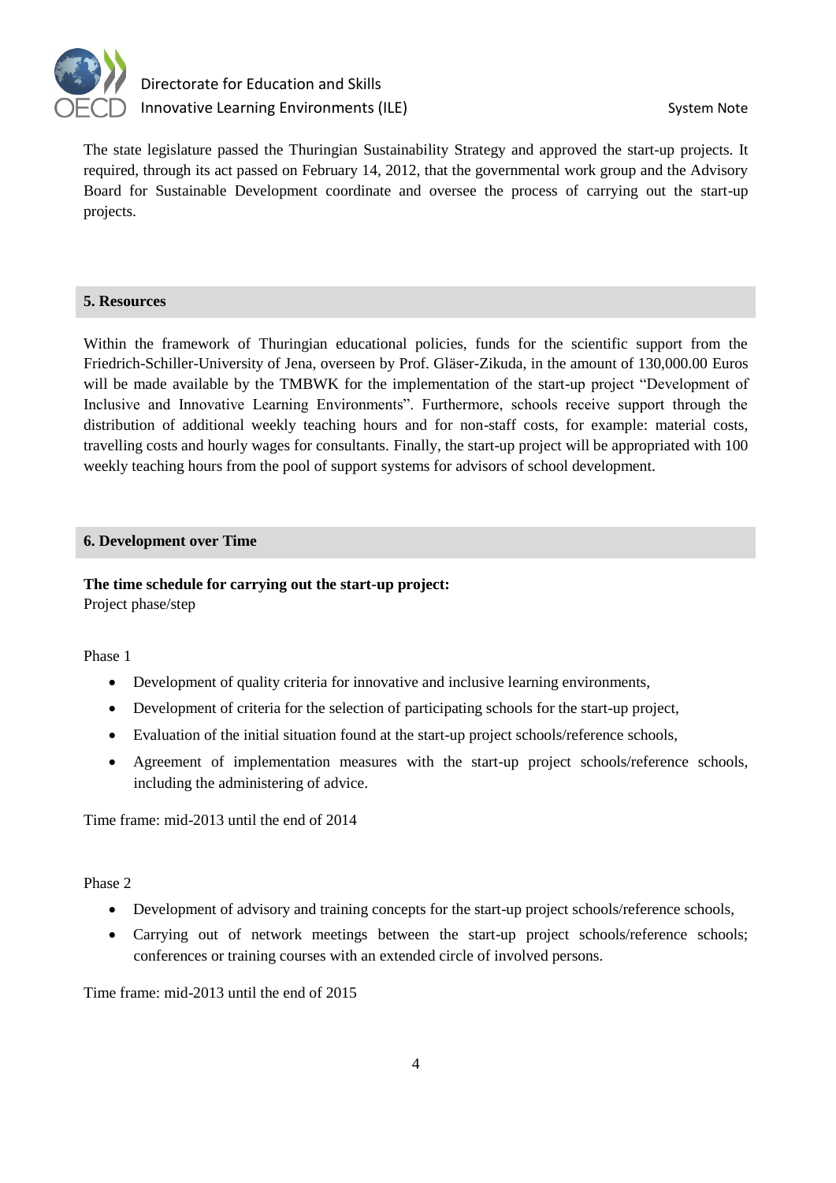The state legislature passed the Thuringian Sustainability Strategy and approved the start-up projects. It required, through its act passed on February 14, 2012, that the governmental work group and the Advisory Board for Sustainable Development coordinate and oversee the process of carrying out the start-up projects.

## 5. Resources

Within the framework of Thuringian educational policies, funds for the scientific support from the Friedrich-Schiller-University of Jena, overseen by Prof. Gläser-Zikuda, in the amount of 130,000.00 Euros will be made available by the TMBWK for the implementation of the start-up project "Development of Inclusive and Innovative Learning Environments". Furthermore, schools receive support through the distribution of additional weekly teaching hours and for non-staff costs, for example: material costs, travelling costs and hourly wages for consultants. Finally, the start-up project will be appropriated with 100 weekly teaching hours from the pool of support systems for advisors of school development.

## 6. Development over Time

**The time schedule for carrying out the start-up project:**
Project phase/step

Phase 1

- Development of quality criteria for innovative and inclusive learning environments,
- Development of criteria for the selection of participating schools for the start-up project,
- Evaluation of the initial situation found at the start-up project schools/reference schools,
- Agreement of implementation measures with the start-up project schools/reference schools, including the administering of advice.

Time frame: mid-2013 until the end of 2014

Phase 2

- Development of advisory and training concepts for the start-up project schools/reference schools,
- Carrying out of network meetings between the start-up project schools/reference schools; conferences or training courses with an extended circle of involved persons.

Time frame: mid-2013 until the end of 2015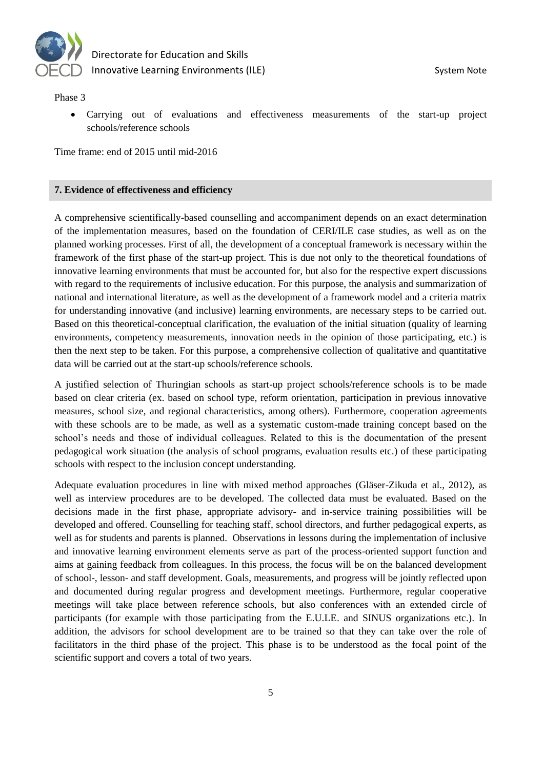Phase 3

- Carrying out of evaluations and effectiveness measurements of the start-up project schools/reference schools

Time frame: end of 2015 until mid-2016

## 7. Evidence of effectiveness and efficiency

A comprehensive scientifically-based counselling and accompaniment depends on an exact determination of the implementation measures, based on the foundation of CERI/ILE case studies, as well as on the planned working processes. First of all, the development of a conceptual framework is necessary within the framework of the first phase of the start-up project. This is due not only to the theoretical foundations of innovative learning environments that must be accounted for, but also for the respective expert discussions with regard to the requirements of inclusive education. For this purpose, the analysis and summarization of national and international literature, as well as the development of a framework model and a criteria matrix for understanding innovative (and inclusive) learning environments, are necessary steps to be carried out. Based on this theoretical-conceptual clarification, the evaluation of the initial situation (quality of learning environments, competency measurements, innovation needs in the opinion of those participating, etc.) is then the next step to be taken. For this purpose, a comprehensive collection of qualitative and quantitative data will be carried out at the start-up schools/reference schools.

A justified selection of Thuringian schools as start-up project schools/reference schools is to be made based on clear criteria (ex. based on school type, reform orientation, participation in previous innovative measures, school size, and regional characteristics, among others). Furthermore, cooperation agreements with these schools are to be made, as well as a systematic custom-made training concept based on the school's needs and those of individual colleagues. Related to this is the documentation of the present pedagogical work situation (the analysis of school programs, evaluation results etc.) of these participating schools with respect to the inclusion concept understanding.

Adequate evaluation procedures in line with mixed method approaches (Gläser-Zikuda et al., 2012), as well as interview procedures are to be developed. The collected data must be evaluated. Based on the decisions made in the first phase, appropriate advisory- and in-service training possibilities will be developed and offered. Counselling for teaching staff, school directors, and further pedagogical experts, as well as for students and parents is planned. Observations in lessons during the implementation of inclusive and innovative learning environment elements serve as part of the process-oriented support function and aims at gaining feedback from colleagues. In this process, the focus will be on the balanced development of school-, lesson- and staff development. Goals, measurements, and progress will be jointly reflected upon and documented during regular progress and development meetings. Furthermore, regular cooperative meetings will take place between reference schools, but also conferences with an extended circle of participants (for example with those participating from the E.U.LE. and SINUS organizations etc.). In addition, the advisors for school development are to be trained so that they can take over the role of facilitators in the third phase of the project. This phase is to be understood as the focal point of the scientific support and covers a total of two years.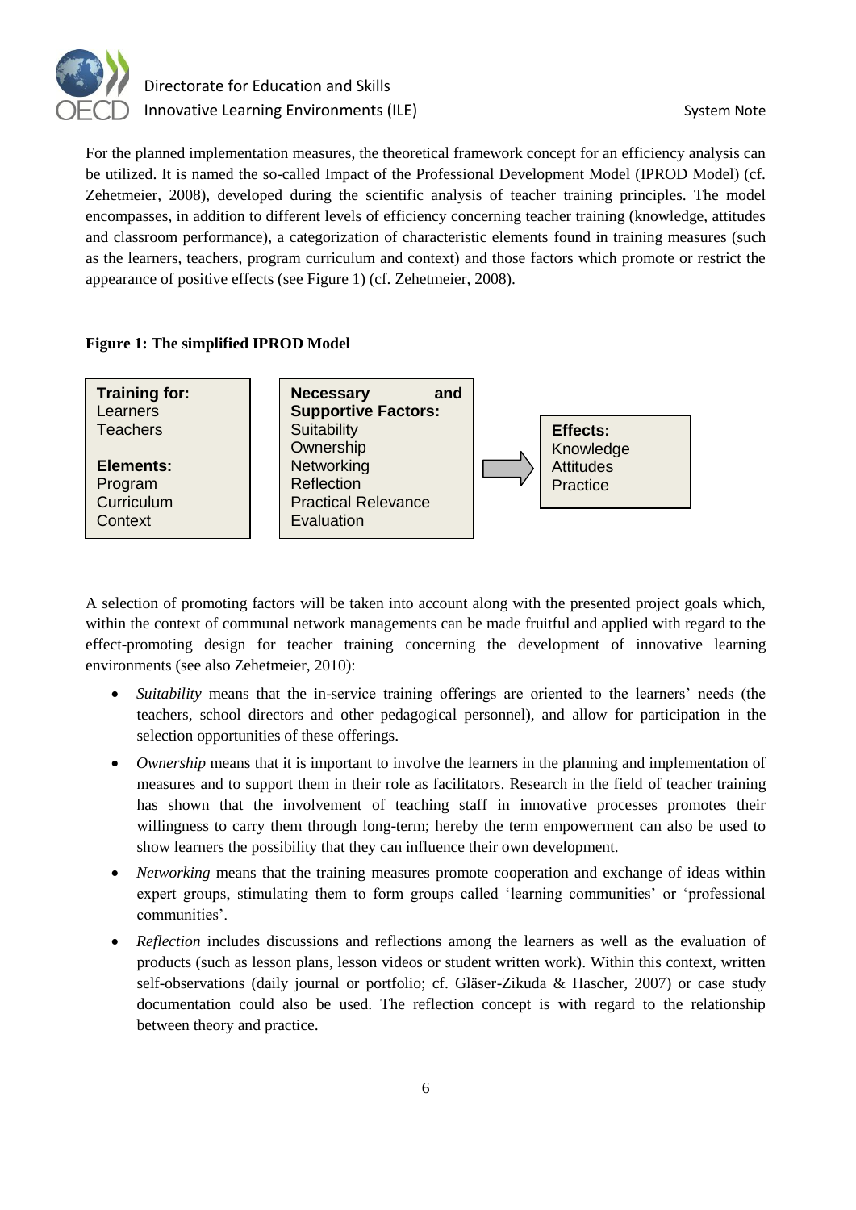For the planned implementation measures, the theoretical framework concept for an efficiency analysis can be utilized. It is named the so-called Impact of the Professional Development Model (IPROD Model) (cf. Zehetmeier, 2008), developed during the scientific analysis of teacher training principles. The model encompasses, in addition to different levels of efficiency concerning teacher training (knowledge, attitudes and classroom performance), a categorization of characteristic elements found in training measures (such as the learners, teachers, program curriculum and context) and those factors which promote or restrict the appearance of positive effects (see Figure 1) (cf. Zehetmeier, 2008).

**Figure 1: The simplified IPROD Model**

| Training for / Elements | Necessary and Supportive Factors | | Effects |
|---|---|---|---|
| **Training for:** Learners, Teachers<br>**Elements:** Program, Curriculum, Context | Suitability<br>Ownership<br>Networking<br>Reflection<br>Practical Relevance<br>Evaluation | → | Knowledge<br>Attitudes<br>Practice |

A selection of promoting factors will be taken into account along with the presented project goals which, within the context of communal network managements can be made fruitful and applied with regard to the effect-promoting design for teacher training concerning the development of innovative learning environments (see also Zehetmeier, 2010):

- *Suitability* means that the in-service training offerings are oriented to the learners' needs (the teachers, school directors and other pedagogical personnel), and allow for participation in the selection opportunities of these offerings.
- *Ownership* means that it is important to involve the learners in the planning and implementation of measures and to support them in their role as facilitators. Research in the field of teacher training has shown that the involvement of teaching staff in innovative processes promotes their willingness to carry them through long-term; hereby the term empowerment can also be used to show learners the possibility that they can influence their own development.
- *Networking* means that the training measures promote cooperation and exchange of ideas within expert groups, stimulating them to form groups called 'learning communities' or 'professional communities'.
- *Reflection* includes discussions and reflections among the learners as well as the evaluation of products (such as lesson plans, lesson videos or student written work). Within this context, written self-observations (daily journal or portfolio; cf. Gläser-Zikuda & Hascher, 2007) or case study documentation could also be used. The reflection concept is with regard to the relationship between theory and practice.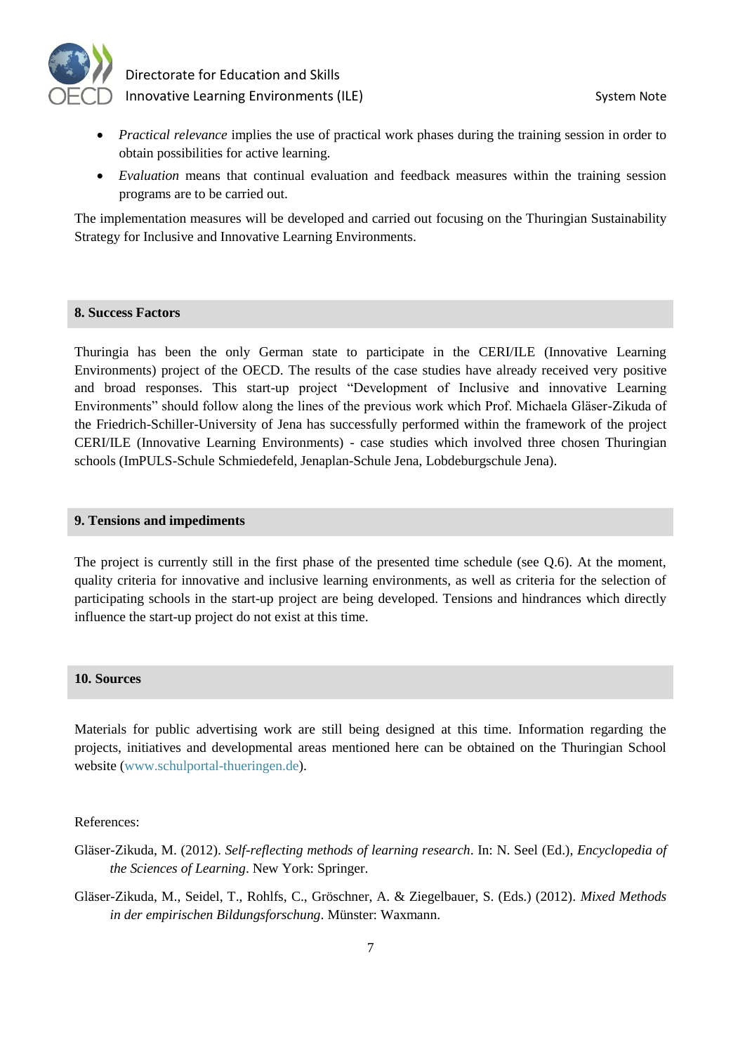- *Practical relevance* implies the use of practical work phases during the training session in order to obtain possibilities for active learning.
- *Evaluation* means that continual evaluation and feedback measures within the training session programs are to be carried out.

The implementation measures will be developed and carried out focusing on the Thuringian Sustainability Strategy for Inclusive and Innovative Learning Environments.

## 8. Success Factors

Thuringia has been the only German state to participate in the CERI/ILE (Innovative Learning Environments) project of the OECD. The results of the case studies have already received very positive and broad responses. This start-up project "Development of Inclusive and innovative Learning Environments" should follow along the lines of the previous work which Prof. Michaela Gläser-Zikuda of the Friedrich-Schiller-University of Jena has successfully performed within the framework of the project CERI/ILE (Innovative Learning Environments) - case studies which involved three chosen Thuringian schools (ImPULS-Schule Schmiedefeld, Jenaplan-Schule Jena, Lobdeburgschule Jena).

## 9. Tensions and impediments

The project is currently still in the first phase of the presented time schedule (see Q.6). At the moment, quality criteria for innovative and inclusive learning environments, as well as criteria for the selection of participating schools in the start-up project are being developed. Tensions and hindrances which directly influence the start-up project do not exist at this time.

## 10. Sources

Materials for public advertising work are still being designed at this time. Information regarding the projects, initiatives and developmental areas mentioned here can be obtained on the Thuringian School website (www.schulportal-thueringen.de).

References:

Gläser-Zikuda, M. (2012). *Self-reflecting methods of learning research*. In: N. Seel (Ed.), *Encyclopedia of the Sciences of Learning*. New York: Springer.

Gläser-Zikuda, M., Seidel, T., Rohlfs, C., Gröschner, A. & Ziegelbauer, S. (Eds.) (2012). *Mixed Methods in der empirischen Bildungsforschung*. Münster: Waxmann.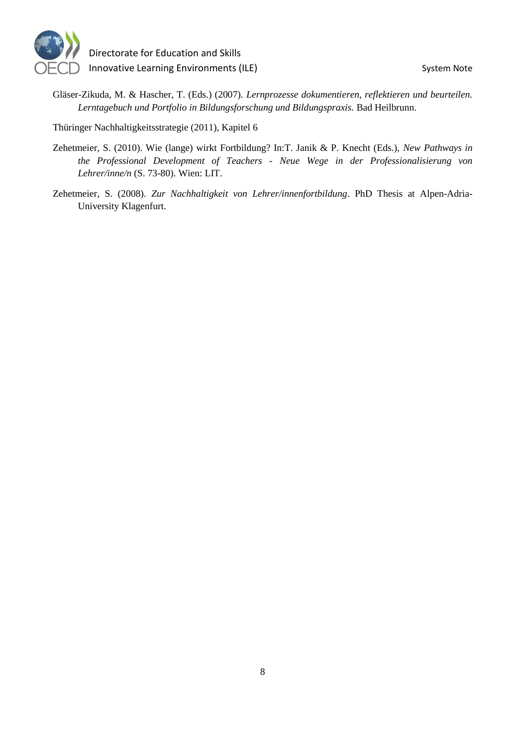Gläser-Zikuda, M. & Hascher, T. (Eds.) (2007). *Lernprozesse dokumentieren, reflektieren und beurteilen. Lerntagebuch und Portfolio in Bildungsforschung und Bildungspraxis.* Bad Heilbrunn.

Thüringer Nachhaltigkeitsstrategie (2011), Kapitel 6

Zehetmeier, S. (2010). Wie (lange) wirkt Fortbildung? In:T. Janik & P. Knecht (Eds.), *New Pathways in the Professional Development of Teachers - Neue Wege in der Professionalisierung von Lehrer/inne/n* (S. 73-80). Wien: LIT.

Zehetmeier, S. (2008). *Zur Nachhaltigkeit von Lehrer/innenfortbildung*. PhD Thesis at Alpen-Adria-University Klagenfurt.